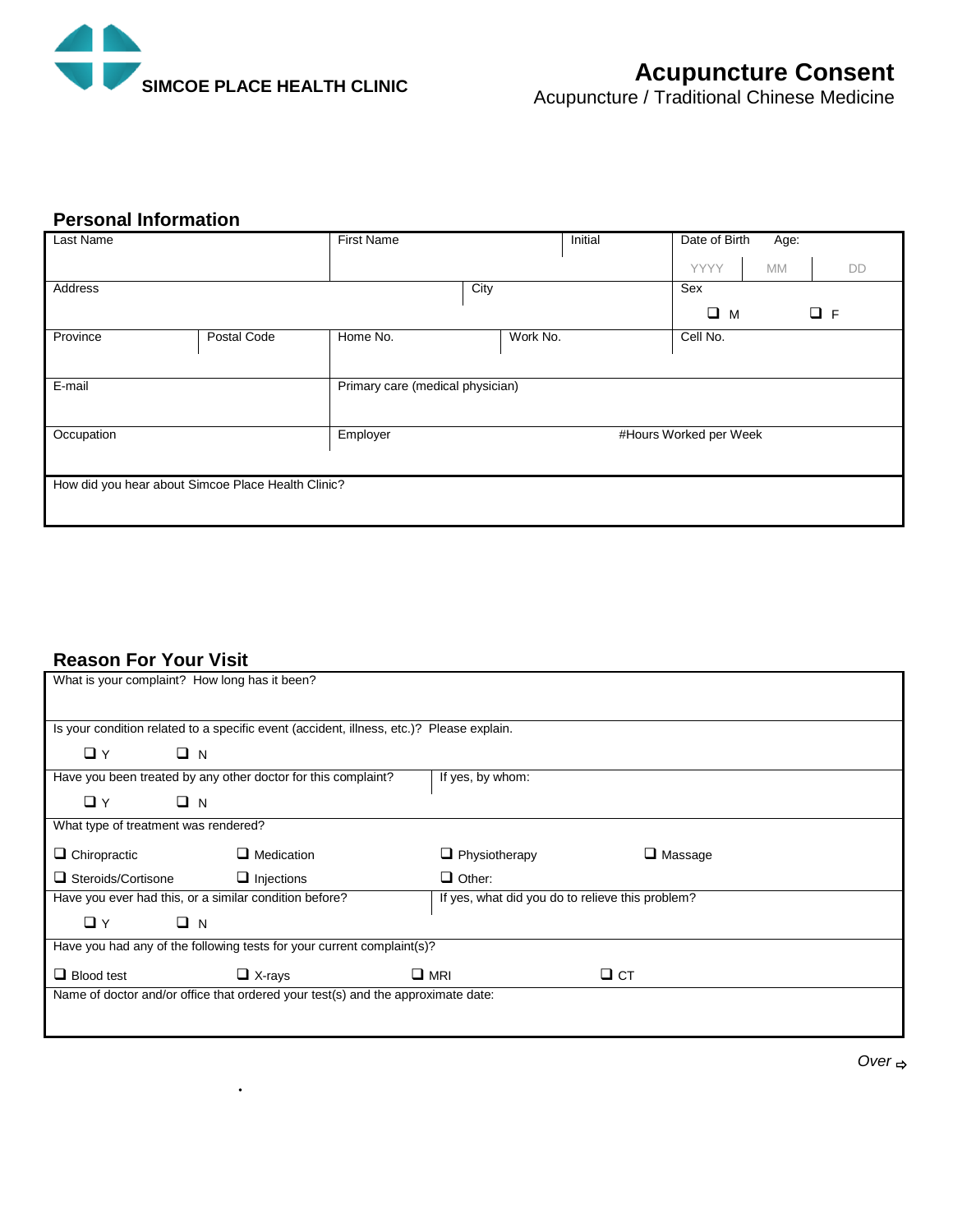SIMCOE PLACE HEALTH CLINIC

# Acupuncture Consent

Acupuncture / Traditional Chinese Medicine

## Personal Information

| Last Name | | First Name | Initial | Date of Birth | Age: |
|---|---|---|---|---|---|
| | | | | YYYY MM DD | |
| Address | | | City | Sex ❑ M ❑ F | |
| Province | Postal Code | Home No. | Work No. | Cell No. | |
| E-mail | | Primary care (medical physician) | | | |
| Occupation | | Employer | #Hours Worked per Week | | |
| How did you hear about Simcoe Place Health Clinic? | | | | | |

## Reason For Your Visit

What is your complaint? How long has it been?

Is your condition related to a specific event (accident, illness, etc.)? Please explain.

❑ Y ❑ N

Have you been treated by any other doctor for this complaint? If yes, by whom:

❑ Y ❑ N

What type of treatment was rendered?

❑ Chiropractic ❑ Medication ❑ Physiotherapy ❑ Massage

❑ Steroids/Cortisone ❑ Injections ❑ Other:

Have you ever had this, or a similar condition before? If yes, what did you do to relieve this problem?

❑ Y ❑ N

Have you had any of the following tests for your current complaint(s)?

❑ Blood test ❑ X-rays ❑ MRI ❑ CT

Name of doctor and/or office that ordered your test(s) and the approximate date:

*Over* ⇨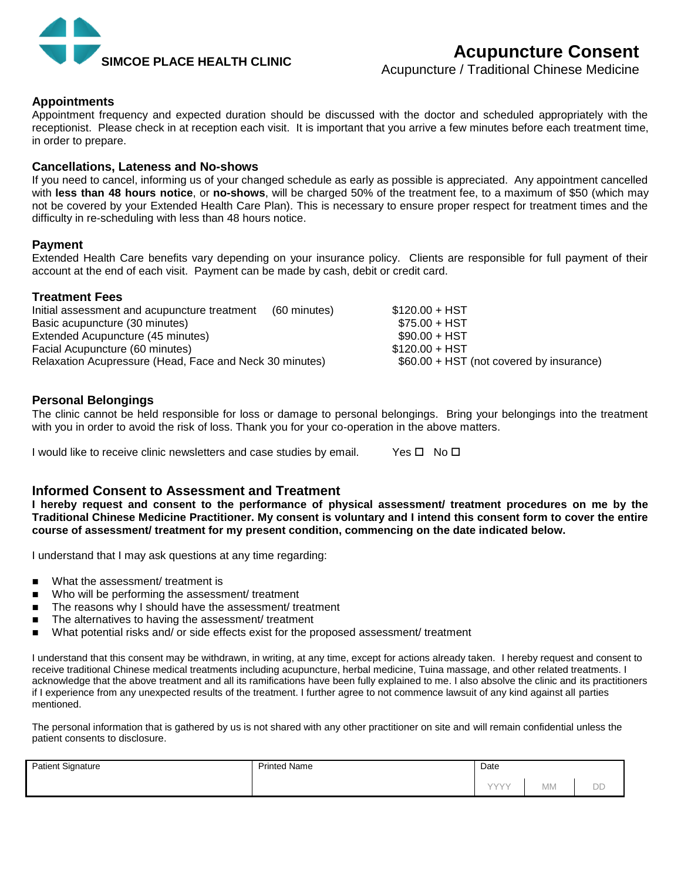**SIMCOE PLACE HEALTH CLINIC**

# Acupuncture Consent

Acupuncture / Traditional Chinese Medicine

## Appointments

Appointment frequency and expected duration should be discussed with the doctor and scheduled appropriately with the receptionist. Please check in at reception each visit. It is important that you arrive a few minutes before each treatment time, in order to prepare.

## Cancellations, Lateness and No-shows

If you need to cancel, informing us of your changed schedule as early as possible is appreciated. Any appointment cancelled with **less than 48 hours notice**, or **no-shows**, will be charged 50% of the treatment fee, to a maximum of $50 (which may not be covered by your Extended Health Care Plan). This is necessary to ensure proper respect for treatment times and the difficulty in re-scheduling with less than 48 hours notice.

## Payment

Extended Health Care benefits vary depending on your insurance policy. Clients are responsible for full payment of their account at the end of each visit. Payment can be made by cash, debit or credit card.

## Treatment Fees

| Treatment | Fee |
|---|---|
| Initial assessment and acupuncture treatment (60 minutes) | $120.00 + HST |
| Basic acupuncture (30 minutes) | $75.00 + HST |
| Extended Acupuncture (45 minutes) | $90.00 + HST |
| Facial Acupuncture (60 minutes) | $120.00 + HST |
| Relaxation Acupressure (Head, Face and Neck 30 minutes) | $60.00 + HST (not covered by insurance) |

## Personal Belongings

The clinic cannot be held responsible for loss or damage to personal belongings. Bring your belongings into the treatment with you in order to avoid the risk of loss. Thank you for your co-operation in the above matters.

I would like to receive clinic newsletters and case studies by email. Yes ☐ No ☐

## Informed Consent to Assessment and Treatment

**I hereby request and consent to the performance of physical assessment/ treatment procedures on me by the Traditional Chinese Medicine Practitioner. My consent is voluntary and I intend this consent form to cover the entire course of assessment/ treatment for my present condition, commencing on the date indicated below.**

I understand that I may ask questions at any time regarding:

- What the assessment/ treatment is
- Who will be performing the assessment/ treatment
- The reasons why I should have the assessment/ treatment
- The alternatives to having the assessment/ treatment
- What potential risks and/ or side effects exist for the proposed assessment/ treatment

I understand that this consent may be withdrawn, in writing, at any time, except for actions already taken. I hereby request and consent to receive traditional Chinese medical treatments including acupuncture, herbal medicine, Tuina massage, and other related treatments. I acknowledge that the above treatment and all its ramifications have been fully explained to me. I also absolve the clinic and its practitioners if I experience from any unexpected results of the treatment. I further agree to not commence lawsuit of any kind against all parties mentioned.

The personal information that is gathered by us is not shared with any other practitioner on site and will remain confidential unless the patient consents to disclosure.

| Patient Signature | Printed Name | Date | | |
|---|---|---|---|---|
| | | YYYY | MM | DD |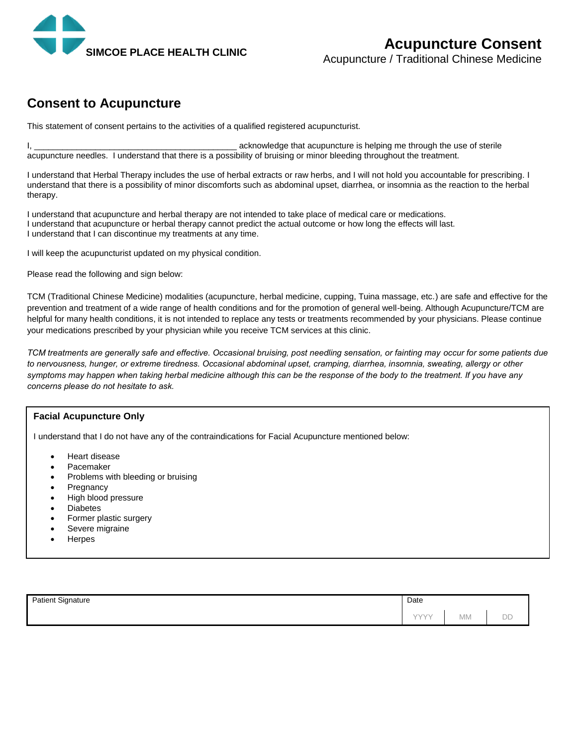SIMCOE PLACE HEALTH CLINIC

# Acupuncture Consent

Acupuncture / Traditional Chinese Medicine

## Consent to Acupuncture

This statement of consent pertains to the activities of a qualified registered acupuncturist.

I, ___________________________________________ acknowledge that acupuncture is helping me through the use of sterile acupuncture needles. I understand that there is a possibility of bruising or minor bleeding throughout the treatment.

I understand that Herbal Therapy includes the use of herbal extracts or raw herbs, and I will not hold you accountable for prescribing. I understand that there is a possibility of minor discomforts such as abdominal upset, diarrhea, or insomnia as the reaction to the herbal therapy.

I understand that acupuncture and herbal therapy are not intended to take place of medical care or medications.
I understand that acupuncture or herbal therapy cannot predict the actual outcome or how long the effects will last.
I understand that I can discontinue my treatments at any time.

I will keep the acupuncturist updated on my physical condition.

Please read the following and sign below:

TCM (Traditional Chinese Medicine) modalities (acupuncture, herbal medicine, cupping, Tuina massage, etc.) are safe and effective for the prevention and treatment of a wide range of health conditions and for the promotion of general well-being. Although Acupuncture/TCM are helpful for many health conditions, it is not intended to replace any tests or treatments recommended by your physicians. Please continue your medications prescribed by your physician while you receive TCM services at this clinic.

*TCM treatments are generally safe and effective. Occasional bruising, post needling sensation, or fainting may occur for some patients due to nervousness, hunger, or extreme tiredness. Occasional abdominal upset, cramping, diarrhea, insomnia, sweating, allergy or other symptoms may happen when taking herbal medicine although this can be the response of the body to the treatment. If you have any concerns please do not hesitate to ask.*

### Facial Acupuncture Only

I understand that I do not have any of the contraindications for Facial Acupuncture mentioned below:

- Heart disease
- Pacemaker
- Problems with bleeding or bruising
- Pregnancy
- High blood pressure
- Diabetes
- Former plastic surgery
- Severe migraine
- Herpes

| Patient Signature | Date | | |
|---|---|---|---|
| | YYYY | MM | DD |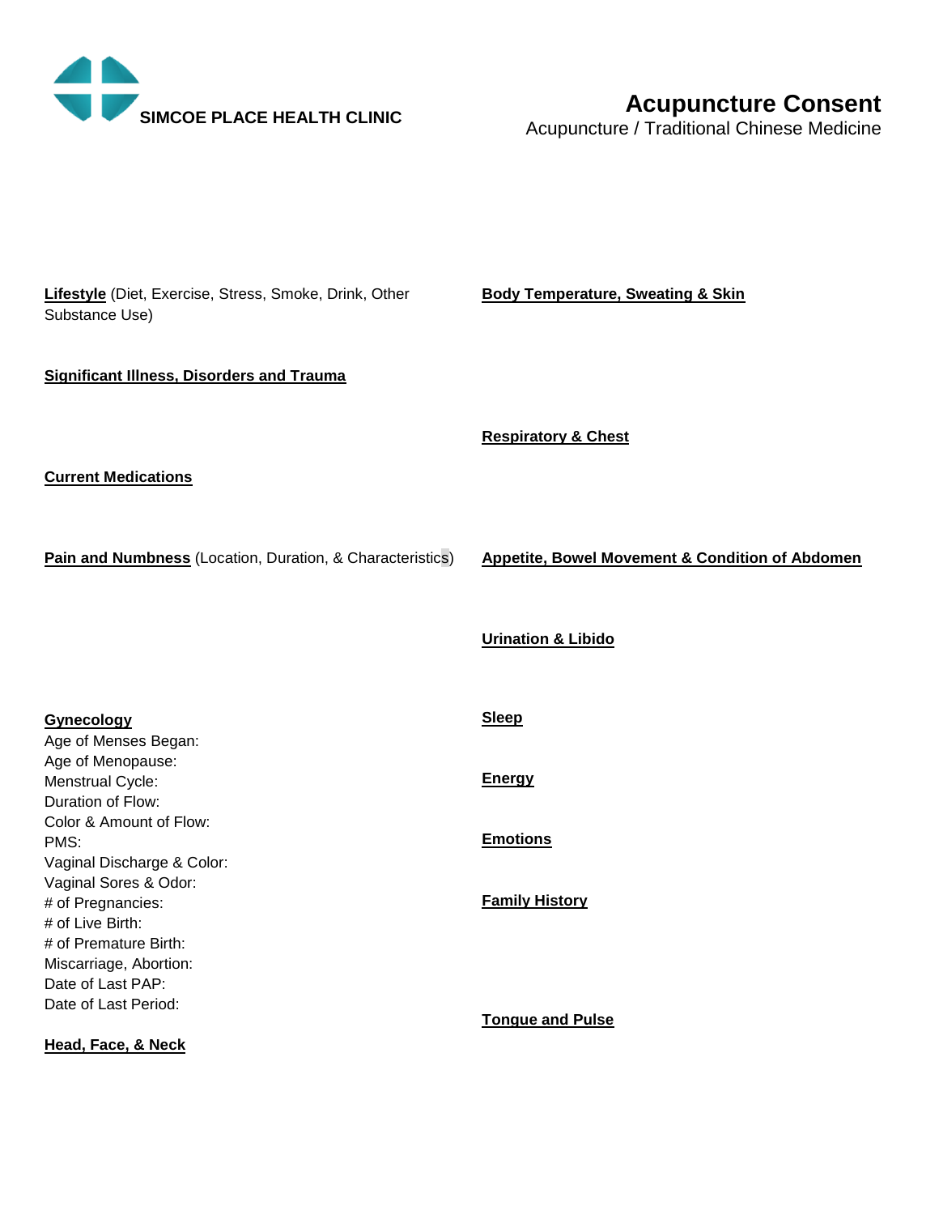SIMCOE PLACE HEALTH CLINIC

# Acupuncture Consent

Acupuncture / Traditional Chinese Medicine

**Lifestyle** (Diet, Exercise, Stress, Smoke, Drink, Other Substance Use)

**Significant Illness, Disorders and Trauma**

**Current Medications**

**Pain and Numbness** (Location, Duration, & Characteristics)

**Gynecology**

Age of Menses Began:
Age of Menopause:
Menstrual Cycle:
Duration of Flow:
Color & Amount of Flow:
PMS:
Vaginal Discharge & Color:
Vaginal Sores & Odor:
# of Pregnancies:
# of Live Birth:
# of Premature Birth:
Miscarriage, Abortion:
Date of Last PAP:
Date of Last Period:

**Head, Face, & Neck**

**Body Temperature, Sweating & Skin**

**Respiratory & Chest**

**Appetite, Bowel Movement & Condition of Abdomen**

**Urination & Libido**

**Sleep**

**Energy**

**Emotions**

**Family History**

**Tongue and Pulse**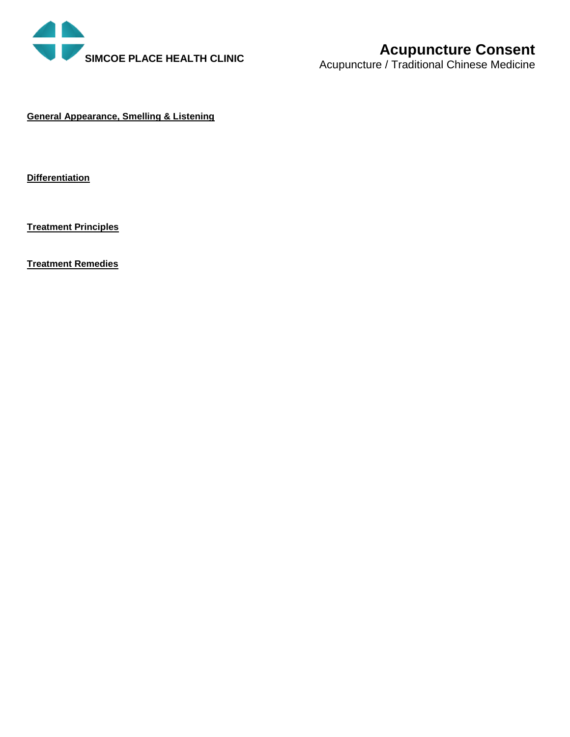**SIMCOE PLACE HEALTH CLINIC**

# Acupuncture Consent

Acupuncture / Traditional Chinese Medicine

**General Appearance, Smelling & Listening**

**Differentiation**

**Treatment Principles**

**Treatment Remedies**